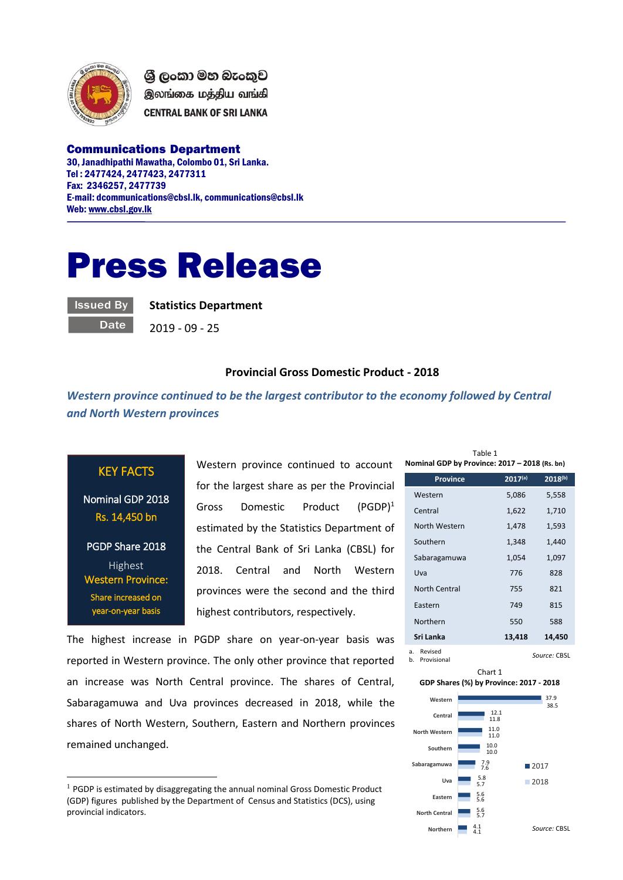ශ්‍රී ලංකා මහ බැංකුව
இலங்கை மத்திய வங்கி
CENTRAL BANK OF SRI LANKA

**Communications Department**
**30, Janadhipathi Mawatha, Colombo 01, Sri Lanka.**
**Tel : 2477424, 2477423, 2477311**
**Fax: 2346257, 2477739**
**E-mail: dcommunications@cbsl.lk, communications@cbsl.lk**
**Web: www.cbsl.gov.lk**

# Press Release

**Issued By** Statistics Department

**Date** 2019 - 09 - 25

## Provincial Gross Domestic Product - 2018

***Western province continued to be the largest contributor to the economy followed by Central and North Western provinces***

> **KEY FACTS**
>
> Nominal GDP 2018
> Rs. 14,450 bn
>
> PGDP Share 2018
> Highest
> Western Province:
> Share increased on year-on-year basis

Western province continued to account for the largest share as per the Provincial Gross Domestic Product (PGDP)[1] estimated by the Statistics Department of the Central Bank of Sri Lanka (CBSL) for 2018. Central and North Western provinces were the second and the third highest contributors, respectively.

The highest increase in PGDP share on year-on-year basis was reported in Western province. The only other province that reported an increase was North Central province. The shares of Central, Sabaragamuwa and Uva provinces decreased in 2018, while the shares of North Western, Southern, Eastern and Northern provinces remained unchanged.

Table 1
**Nominal GDP by Province: 2017 – 2018 (Rs. bn)**

| Province | 2017[a] | 2018[b] |
|---|---|---|
| Western | 5,086 | 5,558 |
| Central | 1,622 | 1,710 |
| North Western | 1,478 | 1,593 |
| Southern | 1,348 | 1,440 |
| Sabaragamuwa | 1,054 | 1,097 |
| Uva | 776 | 828 |
| North Central | 755 | 821 |
| Eastern | 749 | 815 |
| Northern | 550 | 588 |
| **Sri Lanka** | **13,418** | **14,450** |

a. Revised
b. Provisional

*Source:* CBSL

Chart 1
**GDP Shares (%) by Province: 2017 - 2018**

| Province | 2017 | 2018 |
|---|---|---|
| Western | 37.9 | 38.5 |
| Central | 12.1 | 11.8 |
| North Western | 11.0 | 11.0 |
| Southern | 10.0 | 10.0 |
| Sabaragamuwa | 7.9 | 7.6 |
| Uva | 5.8 | 5.7 |
| Eastern | 5.6 | 5.6 |
| North Central | 5.6 | 5.7 |
| Northern | 4.1 | 4.1 |

*Source:* CBSL

[1] PGDP is estimated by disaggregating the annual nominal Gross Domestic Product (GDP) figures published by the Department of Census and Statistics (DCS), using provincial indicators.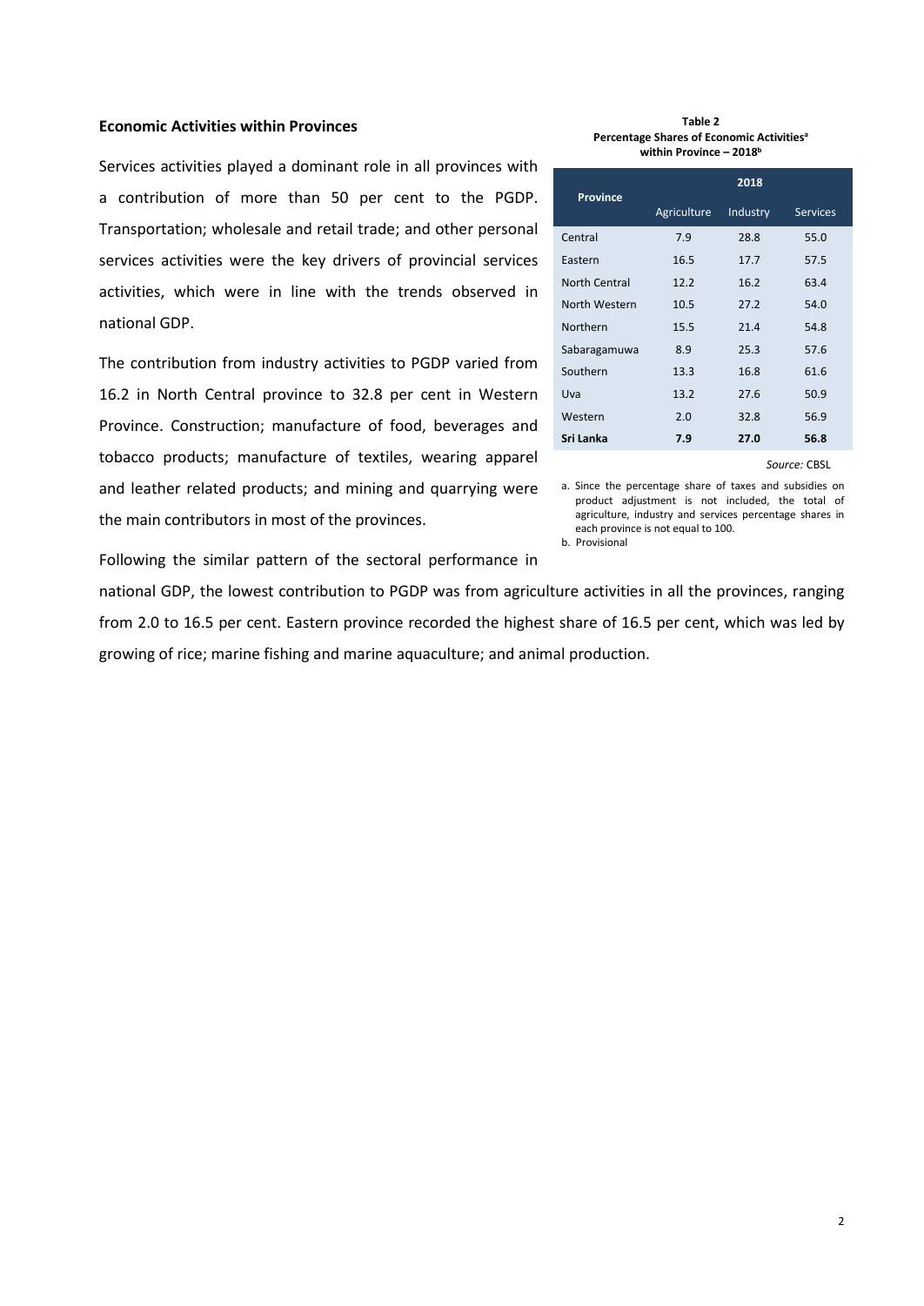## Economic Activities within Provinces

Services activities played a dominant role in all provinces with a contribution of more than 50 per cent to the PGDP. Transportation; wholesale and retail trade; and other personal services activities were the key drivers of provincial services activities, which were in line with the trends observed in national GDP.

The contribution from industry activities to PGDP varied from 16.2 in North Central province to 32.8 per cent in Western Province. Construction; manufacture of food, beverages and tobacco products; manufacture of textiles, wearing apparel and leather related products; and mining and quarrying were the main contributors in most of the provinces.

Following the similar pattern of the sectoral performance in national GDP, the lowest contribution to PGDP was from agriculture activities in all the provinces, ranging from 2.0 to 16.5 per cent. Eastern province recorded the highest share of 16.5 per cent, which was led by growing of rice; marine fishing and marine aquaculture; and animal production.

**Table 2**
**Percentage Shares of Economic Activities[a] within Province – 2018[b]**

| Province | 2018 | | |
|---|---|---|---|
| | Agriculture | Industry | Services |
| Central | 7.9 | 28.8 | 55.0 |
| Eastern | 16.5 | 17.7 | 57.5 |
| North Central | 12.2 | 16.2 | 63.4 |
| North Western | 10.5 | 27.2 | 54.0 |
| Northern | 15.5 | 21.4 | 54.8 |
| Sabaragamuwa | 8.9 | 25.3 | 57.6 |
| Southern | 13.3 | 16.8 | 61.6 |
| Uva | 13.2 | 27.6 | 50.9 |
| Western | 2.0 | 32.8 | 56.9 |
| **Sri Lanka** | **7.9** | **27.0** | **56.8** |

*Source:* CBSL

a. Since the percentage share of taxes and subsidies on product adjustment is not included, the total of agriculture, industry and services percentage shares in each province is not equal to 100.
b. Provisional